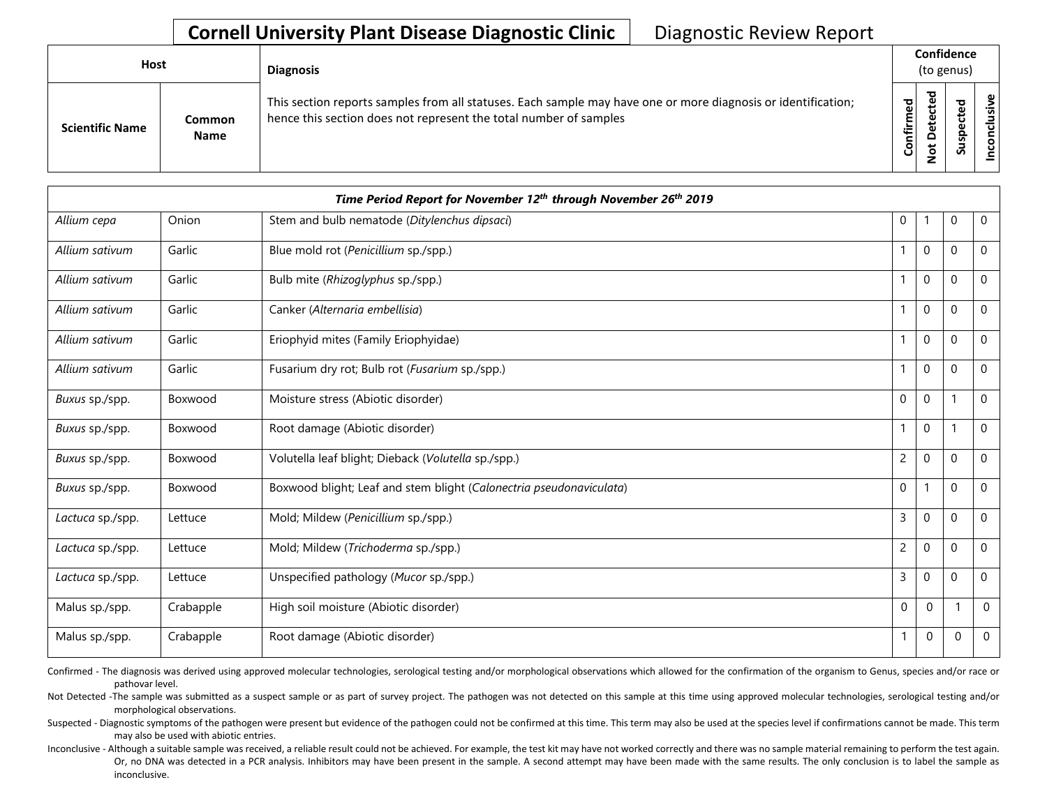# Cornell University Plant Disease Diagnostic Clinic

Diagnostic Review Report

| Host | | Diagnosis | Confidence (to genus) | | | |
|---|---|---|---|---|---|---|
| Scientific Name | Common Name | This section reports samples from all statuses. Each sample may have one or more diagnosis or identification; hence this section does not represent the total number of samples | Confirmed | Not Detected | Suspected | Inconclusive |
| ***Time Period Report for November 12th through November 26th 2019*** | | | | | | |
| *Allium cepa* | Onion | Stem and bulb nematode (*Ditylenchus dipsaci*) | 0 | 1 | 0 | 0 |
| *Allium sativum* | Garlic | Blue mold rot (*Penicillium* sp./spp.) | 1 | 0 | 0 | 0 |
| *Allium sativum* | Garlic | Bulb mite (*Rhizoglyphus* sp./spp.) | 1 | 0 | 0 | 0 |
| *Allium sativum* | Garlic | Canker (*Alternaria embellisia*) | 1 | 0 | 0 | 0 |
| *Allium sativum* | Garlic | Eriophyid mites (Family Eriophyidae) | 1 | 0 | 0 | 0 |
| *Allium sativum* | Garlic | Fusarium dry rot; Bulb rot (*Fusarium* sp./spp.) | 1 | 0 | 0 | 0 |
| *Buxus* sp./spp. | Boxwood | Moisture stress (Abiotic disorder) | 0 | 0 | 1 | 0 |
| *Buxus* sp./spp. | Boxwood | Root damage (Abiotic disorder) | 1 | 0 | 1 | 0 |
| *Buxus* sp./spp. | Boxwood | Volutella leaf blight; Dieback (*Volutella* sp./spp.) | 2 | 0 | 0 | 0 |
| *Buxus* sp./spp. | Boxwood | Boxwood blight; Leaf and stem blight (*Calonectria pseudonaviculata*) | 0 | 1 | 0 | 0 |
| *Lactuca* sp./spp. | Lettuce | Mold; Mildew (*Penicillium* sp./spp.) | 3 | 0 | 0 | 0 |
| *Lactuca* sp./spp. | Lettuce | Mold; Mildew (*Trichoderma* sp./spp.) | 2 | 0 | 0 | 0 |
| *Lactuca* sp./spp. | Lettuce | Unspecified pathology (*Mucor* sp./spp.) | 3 | 0 | 0 | 0 |
| Malus sp./spp. | Crabapple | High soil moisture (Abiotic disorder) | 0 | 0 | 1 | 0 |
| Malus sp./spp. | Crabapple | Root damage (Abiotic disorder) | 1 | 0 | 0 | 0 |

Confirmed - The diagnosis was derived using approved molecular technologies, serological testing and/or morphological observations which allowed for the confirmation of the organism to Genus, species and/or race or pathovar level.

Not Detected -The sample was submitted as a suspect sample or as part of survey project. The pathogen was not detected on this sample at this time using approved molecular technologies, serological testing and/or morphological observations.

Suspected - Diagnostic symptoms of the pathogen were present but evidence of the pathogen could not be confirmed at this time. This term may also be used at the species level if confirmations cannot be made. This term may also be used with abiotic entries.

Inconclusive - Although a suitable sample was received, a reliable result could not be achieved. For example, the test kit may have not worked correctly and there was no sample material remaining to perform the test again. Or, no DNA was detected in a PCR analysis. Inhibitors may have been present in the sample. A second attempt may have been made with the same results. The only conclusion is to label the sample as inconclusive.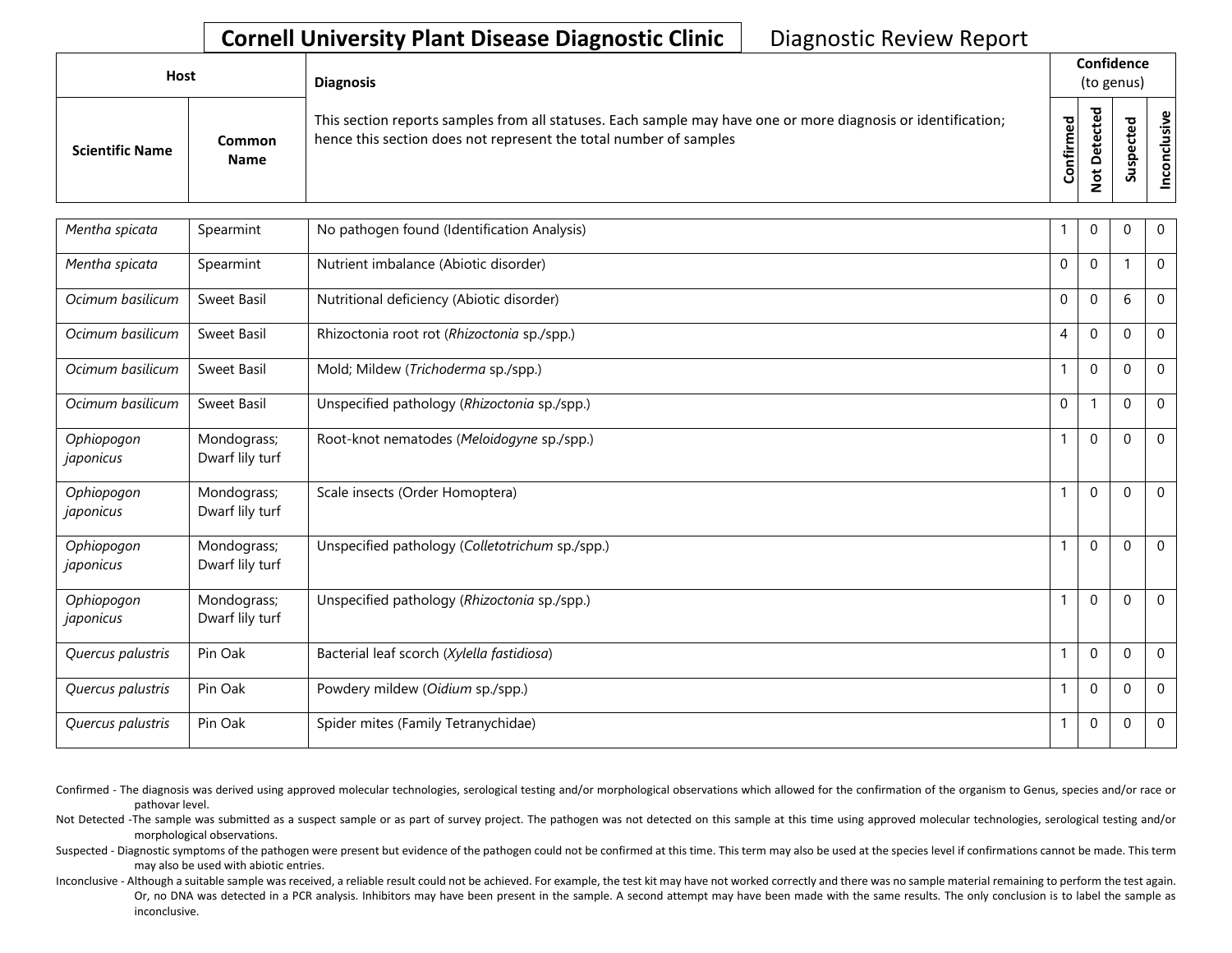**Cornell University Plant Disease Diagnostic Clinic** Diagnostic Review Report

| Host | | Diagnosis | Confidence (to genus) | | | |
|---|---|---|---|---|---|---|
| Scientific Name | Common Name | This section reports samples from all statuses. Each sample may have one or more diagnosis or identification; hence this section does not represent the total number of samples | Confirmed | Not Detected | Suspected | Inconclusive |
| *Mentha spicata* | Spearmint | No pathogen found (Identification Analysis) | 1 | 0 | 0 | 0 |
| *Mentha spicata* | Spearmint | Nutrient imbalance (Abiotic disorder) | 0 | 0 | 1 | 0 |
| *Ocimum basilicum* | Sweet Basil | Nutritional deficiency (Abiotic disorder) | 0 | 0 | 6 | 0 |
| *Ocimum basilicum* | Sweet Basil | Rhizoctonia root rot (*Rhizoctonia* sp./spp.) | 4 | 0 | 0 | 0 |
| *Ocimum basilicum* | Sweet Basil | Mold; Mildew (*Trichoderma* sp./spp.) | 1 | 0 | 0 | 0 |
| *Ocimum basilicum* | Sweet Basil | Unspecified pathology (*Rhizoctonia* sp./spp.) | 0 | 1 | 0 | 0 |
| *Ophiopogon japonicus* | Mondograss; Dwarf lily turf | Root-knot nematodes (*Meloidogyne* sp./spp.) | 1 | 0 | 0 | 0 |
| *Ophiopogon japonicus* | Mondograss; Dwarf lily turf | Scale insects (Order Homoptera) | 1 | 0 | 0 | 0 |
| *Ophiopogon japonicus* | Mondograss; Dwarf lily turf | Unspecified pathology (*Colletotrichum* sp./spp.) | 1 | 0 | 0 | 0 |
| *Ophiopogon japonicus* | Mondograss; Dwarf lily turf | Unspecified pathology (*Rhizoctonia* sp./spp.) | 1 | 0 | 0 | 0 |
| *Quercus palustris* | Pin Oak | Bacterial leaf scorch (*Xylella fastidiosa*) | 1 | 0 | 0 | 0 |
| *Quercus palustris* | Pin Oak | Powdery mildew (*Oidium* sp./spp.) | 1 | 0 | 0 | 0 |
| *Quercus palustris* | Pin Oak | Spider mites (Family Tetranychidae) | 1 | 0 | 0 | 0 |

Confirmed - The diagnosis was derived using approved molecular technologies, serological testing and/or morphological observations which allowed for the confirmation of the organism to Genus, species and/or race or pathovar level.

Not Detected -The sample was submitted as a suspect sample or as part of survey project. The pathogen was not detected on this sample at this time using approved molecular technologies, serological testing and/or morphological observations.

Suspected - Diagnostic symptoms of the pathogen were present but evidence of the pathogen could not be confirmed at this time. This term may also be used at the species level if confirmations cannot be made. This term may also be used with abiotic entries.

Inconclusive - Although a suitable sample was received, a reliable result could not be achieved. For example, the test kit may have not worked correctly and there was no sample material remaining to perform the test again. Or, no DNA was detected in a PCR analysis. Inhibitors may have been present in the sample. A second attempt may have been made with the same results. The only conclusion is to label the sample as inconclusive.